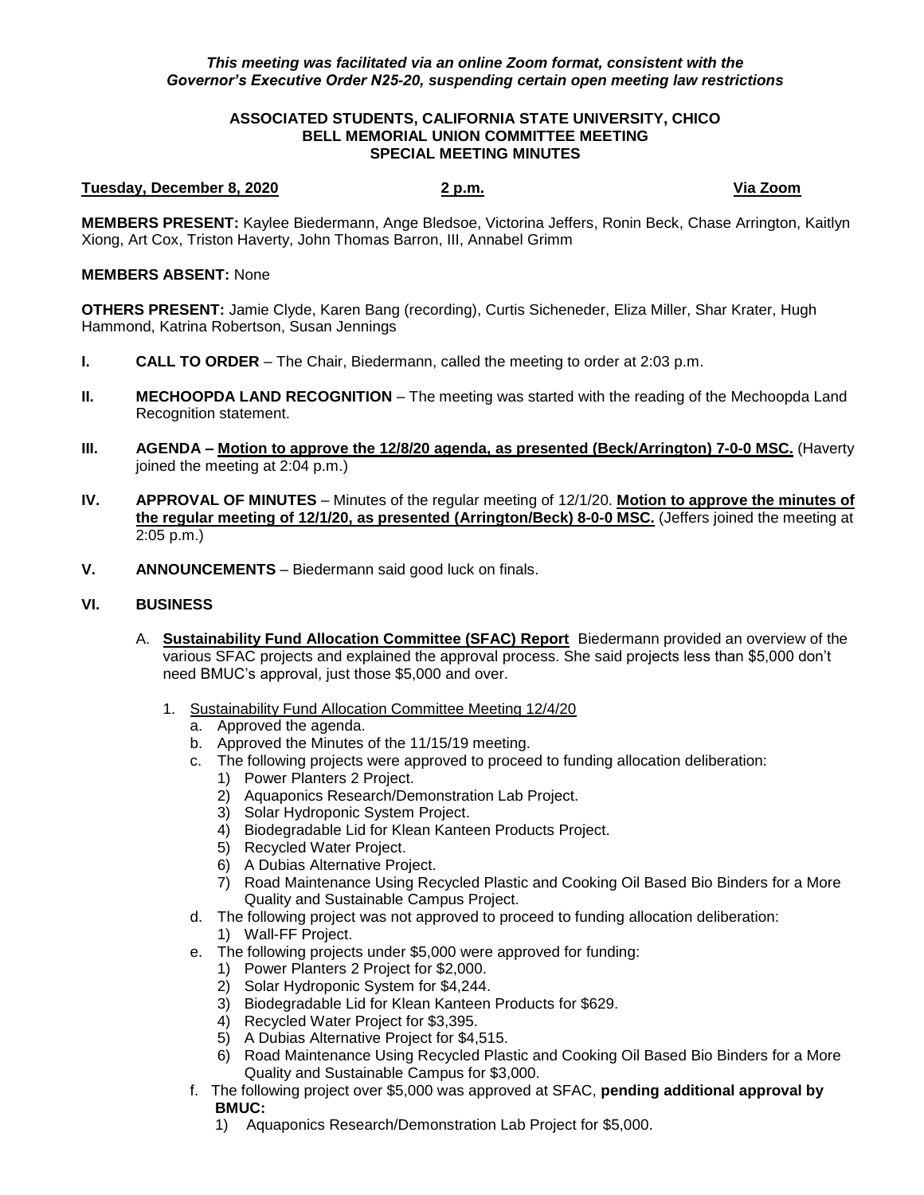*This meeting was facilitated via an online Zoom format, consistent with the Governor's Executive Order N25-20, suspending certain open meeting law restrictions*

**ASSOCIATED STUDENTS, CALIFORNIA STATE UNIVERSITY, CHICO**
**BELL MEMORIAL UNION COMMITTEE MEETING**
**SPECIAL MEETING MINUTES**

**Tuesday, December 8, 2020** **2 p.m.** **Via Zoom**

**MEMBERS PRESENT:** Kaylee Biedermann, Ange Bledsoe, Victorina Jeffers, Ronin Beck, Chase Arrington, Kaitlyn Xiong, Art Cox, Triston Haverty, John Thomas Barron, III, Annabel Grimm

**MEMBERS ABSENT:** None

**OTHERS PRESENT:** Jamie Clyde, Karen Bang (recording), Curtis Sicheneder, Eliza Miller, Shar Krater, Hugh Hammond, Katrina Robertson, Susan Jennings

**I. CALL TO ORDER** – The Chair, Biedermann, called the meeting to order at 2:03 p.m.

**II. MECHOOPDA LAND RECOGNITION** – The meeting was started with the reading of the Mechoopda Land Recognition statement.

**III. AGENDA – Motion to approve the 12/8/20 agenda, as presented (Beck/Arrington) 7-0-0 MSC.** (Haverty joined the meeting at 2:04 p.m.)

**IV. APPROVAL OF MINUTES** – Minutes of the regular meeting of 12/1/20. **Motion to approve the minutes of the regular meeting of 12/1/20, as presented (Arrington/Beck) 8-0-0 MSC.** (Jeffers joined the meeting at 2:05 p.m.)

**V. ANNOUNCEMENTS** – Biedermann said good luck on finals.

**VI. BUSINESS**

A. **Sustainability Fund Allocation Committee (SFAC) Report** Biedermann provided an overview of the various SFAC projects and explained the approval process. She said projects less than $5,000 don't need BMUC's approval, just those $5,000 and over.

1. Sustainability Fund Allocation Committee Meeting 12/4/20
   a. Approved the agenda.
   b. Approved the Minutes of the 11/15/19 meeting.
   c. The following projects were approved to proceed to funding allocation deliberation:
      1) Power Planters 2 Project.
      2) Aquaponics Research/Demonstration Lab Project.
      3) Solar Hydroponic System Project.
      4) Biodegradable Lid for Klean Kanteen Products Project.
      5) Recycled Water Project.
      6) A Dubias Alternative Project.
      7) Road Maintenance Using Recycled Plastic and Cooking Oil Based Bio Binders for a More Quality and Sustainable Campus Project.
   d. The following project was not approved to proceed to funding allocation deliberation:
      1) Wall-FF Project.
   e. The following projects under $5,000 were approved for funding:
      1) Power Planters 2 Project for $2,000.
      2) Solar Hydroponic System for $4,244.
      3) Biodegradable Lid for Klean Kanteen Products for $629.
      4) Recycled Water Project for $3,395.
      5) A Dubias Alternative Project for $4,515.
      6) Road Maintenance Using Recycled Plastic and Cooking Oil Based Bio Binders for a More Quality and Sustainable Campus for $3,000.
   f. The following project over $5,000 was approved at SFAC, **pending additional approval by BMUC:**
      1) Aquaponics Research/Demonstration Lab Project for $5,000.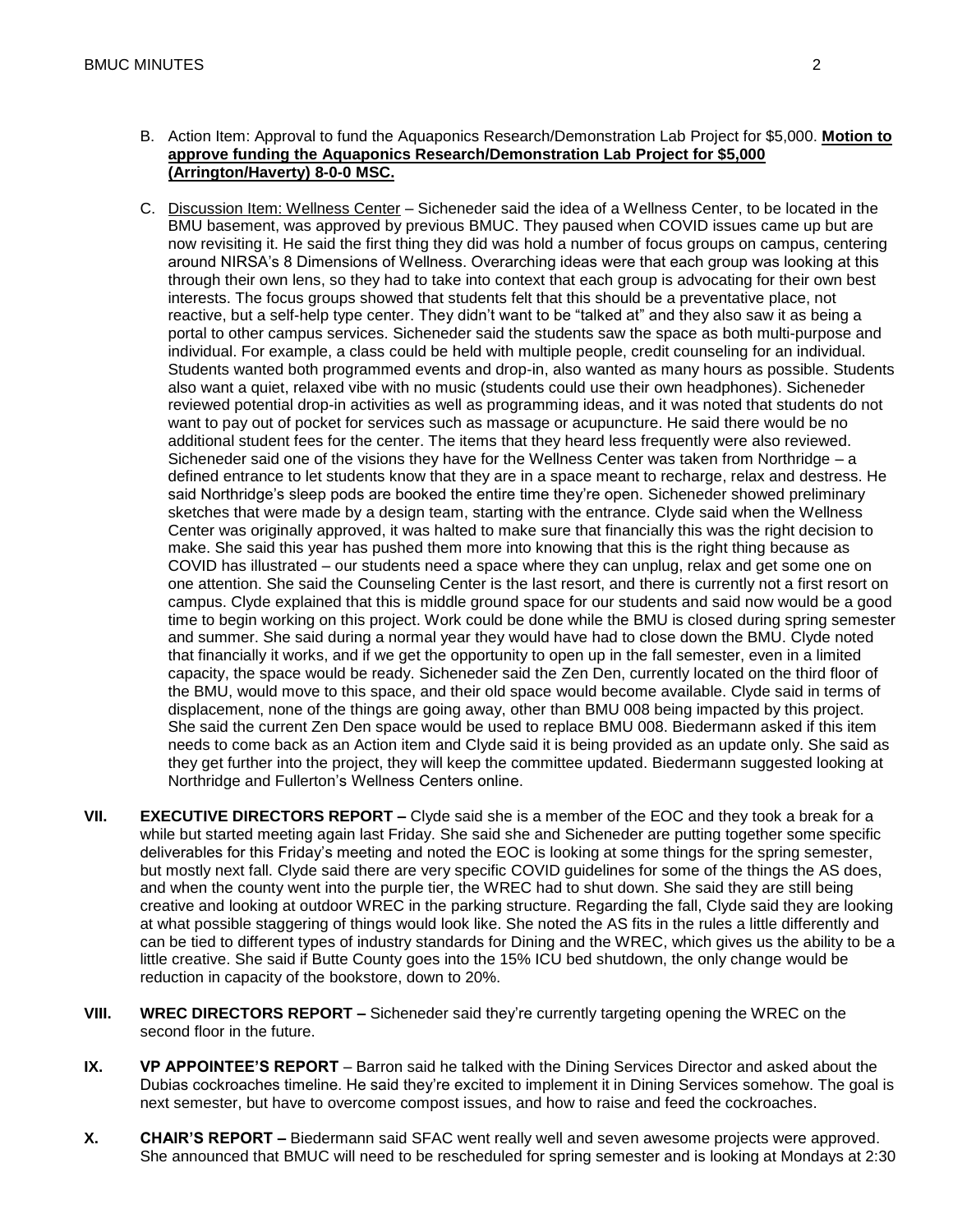B. Action Item: Approval to fund the Aquaponics Research/Demonstration Lab Project for $5,000. **Motion to approve funding the Aquaponics Research/Demonstration Lab Project for $5,000 (Arrington/Haverty) 8-0-0 MSC.**

C. Discussion Item: Wellness Center – Sicheneder said the idea of a Wellness Center, to be located in the BMU basement, was approved by previous BMUC. They paused when COVID issues came up but are now revisiting it. He said the first thing they did was hold a number of focus groups on campus, centering around NIRSA's 8 Dimensions of Wellness. Overarching ideas were that each group was looking at this through their own lens, so they had to take into context that each group is advocating for their own best interests. The focus groups showed that students felt that this should be a preventative place, not reactive, but a self-help type center. They didn't want to be "talked at" and they also saw it as being a portal to other campus services. Sicheneder said the students saw the space as both multi-purpose and individual. For example, a class could be held with multiple people, credit counseling for an individual. Students wanted both programmed events and drop-in, also wanted as many hours as possible. Students also want a quiet, relaxed vibe with no music (students could use their own headphones). Sicheneder reviewed potential drop-in activities as well as programming ideas, and it was noted that students do not want to pay out of pocket for services such as massage or acupuncture. He said there would be no additional student fees for the center. The items that they heard less frequently were also reviewed. Sicheneder said one of the visions they have for the Wellness Center was taken from Northridge – a defined entrance to let students know that they are in a space meant to recharge, relax and destress. He said Northridge's sleep pods are booked the entire time they're open. Sicheneder showed preliminary sketches that were made by a design team, starting with the entrance. Clyde said when the Wellness Center was originally approved, it was halted to make sure that financially this was the right decision to make. She said this year has pushed them more into knowing that this is the right thing because as COVID has illustrated – our students need a space where they can unplug, relax and get some one on one attention. She said the Counseling Center is the last resort, and there is currently not a first resort on campus. Clyde explained that this is middle ground space for our students and said now would be a good time to begin working on this project. Work could be done while the BMU is closed during spring semester and summer. She said during a normal year they would have had to close down the BMU. Clyde noted that financially it works, and if we get the opportunity to open up in the fall semester, even in a limited capacity, the space would be ready. Sicheneder said the Zen Den, currently located on the third floor of the BMU, would move to this space, and their old space would become available. Clyde said in terms of displacement, none of the things are going away, other than BMU 008 being impacted by this project. She said the current Zen Den space would be used to replace BMU 008. Biedermann asked if this item needs to come back as an Action item and Clyde said it is being provided as an update only. She said as they get further into the project, they will keep the committee updated. Biedermann suggested looking at Northridge and Fullerton's Wellness Centers online.

**VII. EXECUTIVE DIRECTORS REPORT –** Clyde said she is a member of the EOC and they took a break for a while but started meeting again last Friday. She said she and Sicheneder are putting together some specific deliverables for this Friday's meeting and noted the EOC is looking at some things for the spring semester, but mostly next fall. Clyde said there are very specific COVID guidelines for some of the things the AS does, and when the county went into the purple tier, the WREC had to shut down. She said they are still being creative and looking at outdoor WREC in the parking structure. Regarding the fall, Clyde said they are looking at what possible staggering of things would look like. She noted the AS fits in the rules a little differently and can be tied to different types of industry standards for Dining and the WREC, which gives us the ability to be a little creative. She said if Butte County goes into the 15% ICU bed shutdown, the only change would be reduction in capacity of the bookstore, down to 20%.

**VIII. WREC DIRECTORS REPORT –** Sicheneder said they're currently targeting opening the WREC on the second floor in the future.

**IX. VP APPOINTEE'S REPORT** – Barron said he talked with the Dining Services Director and asked about the Dubias cockroaches timeline. He said they're excited to implement it in Dining Services somehow. The goal is next semester, but have to overcome compost issues, and how to raise and feed the cockroaches.

**X. CHAIR'S REPORT –** Biedermann said SFAC went really well and seven awesome projects were approved. She announced that BMUC will need to be rescheduled for spring semester and is looking at Mondays at 2:30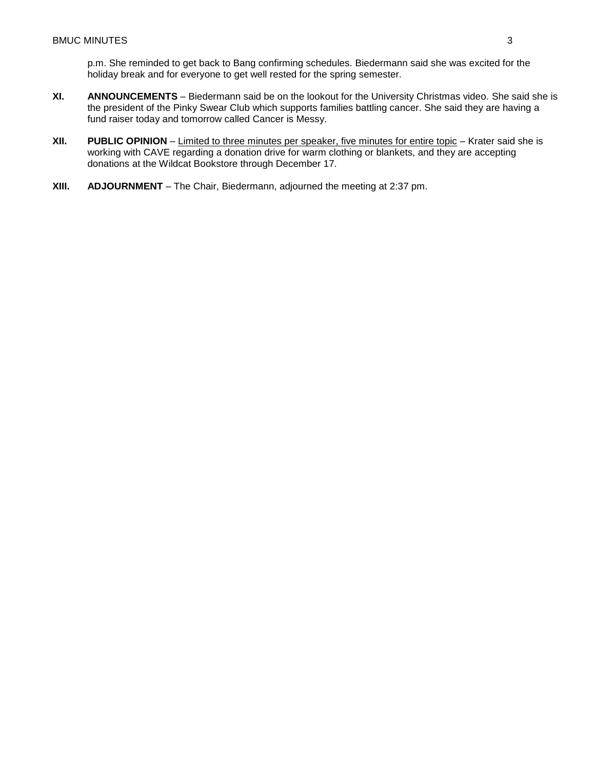p.m. She reminded to get back to Bang confirming schedules. Biedermann said she was excited for the holiday break and for everyone to get well rested for the spring semester.

**XI. ANNOUNCEMENTS** – Biedermann said be on the lookout for the University Christmas video. She said she is the president of the Pinky Swear Club which supports families battling cancer. She said they are having a fund raiser today and tomorrow called Cancer is Messy.

**XII. PUBLIC OPINION** – Limited to three minutes per speaker, five minutes for entire topic – Krater said she is working with CAVE regarding a donation drive for warm clothing or blankets, and they are accepting donations at the Wildcat Bookstore through December 17.

**XIII. ADJOURNMENT** – The Chair, Biedermann, adjourned the meeting at 2:37 pm.